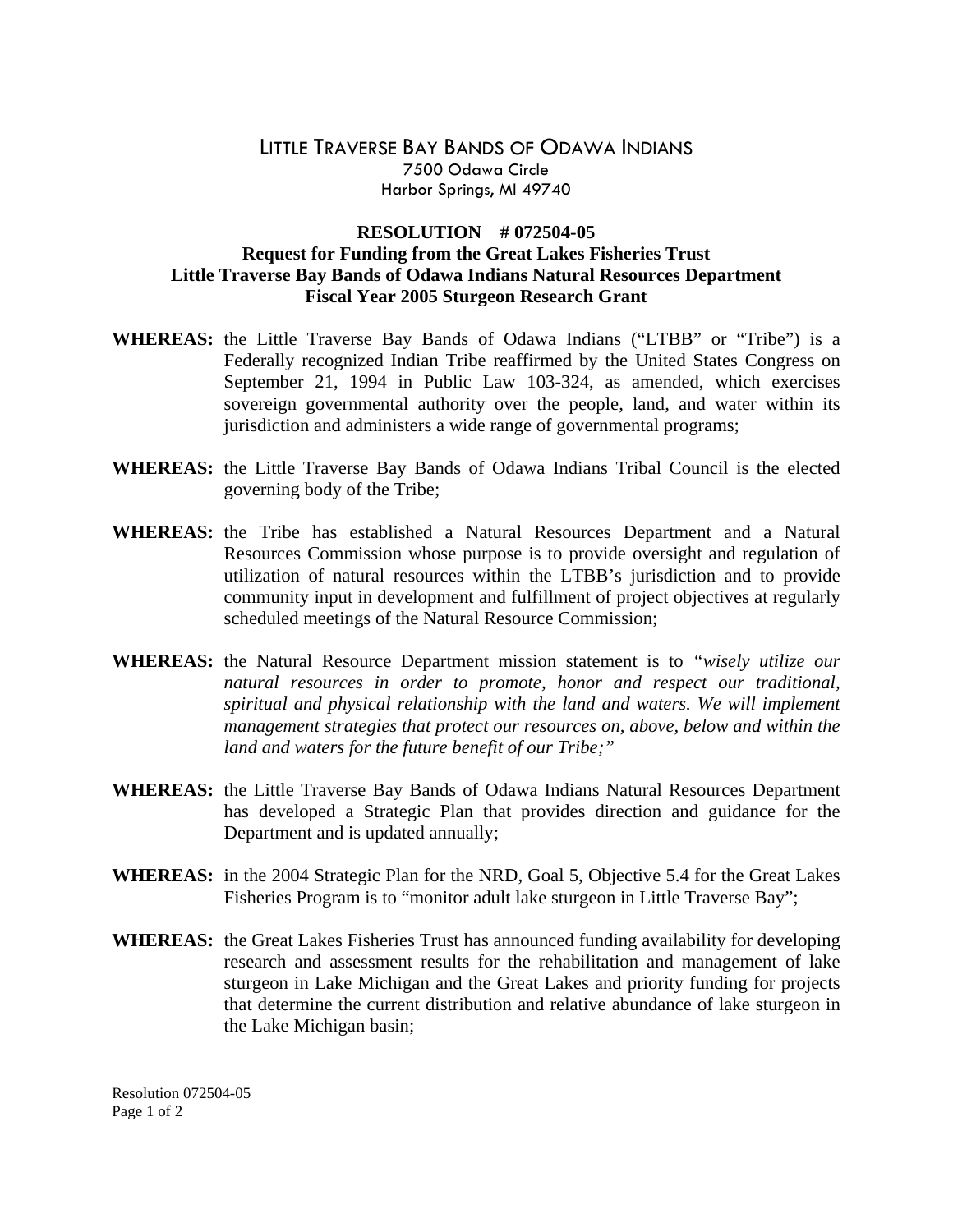# LITTLE TRAVERSE BAY BANDS OF ODAWA INDIANS

7500 Odawa Circle
Harbor Springs, MI 49740

## RESOLUTION # 072504-05

**Request for Funding from the Great Lakes Fisheries Trust**
**Little Traverse Bay Bands of Odawa Indians Natural Resources Department**
**Fiscal Year 2005 Sturgeon Research Grant**

**WHEREAS:** the Little Traverse Bay Bands of Odawa Indians ("LTBB" or "Tribe") is a Federally recognized Indian Tribe reaffirmed by the United States Congress on September 21, 1994 in Public Law 103-324, as amended, which exercises sovereign governmental authority over the people, land, and water within its jurisdiction and administers a wide range of governmental programs;

**WHEREAS:** the Little Traverse Bay Bands of Odawa Indians Tribal Council is the elected governing body of the Tribe;

**WHEREAS:** the Tribe has established a Natural Resources Department and a Natural Resources Commission whose purpose is to provide oversight and regulation of utilization of natural resources within the LTBB's jurisdiction and to provide community input in development and fulfillment of project objectives at regularly scheduled meetings of the Natural Resource Commission;

**WHEREAS:** the Natural Resource Department mission statement is to *"wisely utilize our natural resources in order to promote, honor and respect our traditional, spiritual and physical relationship with the land and waters. We will implement management strategies that protect our resources on, above, below and within the land and waters for the future benefit of our Tribe;"*

**WHEREAS:** the Little Traverse Bay Bands of Odawa Indians Natural Resources Department has developed a Strategic Plan that provides direction and guidance for the Department and is updated annually;

**WHEREAS:** in the 2004 Strategic Plan for the NRD, Goal 5, Objective 5.4 for the Great Lakes Fisheries Program is to "monitor adult lake sturgeon in Little Traverse Bay";

**WHEREAS:** the Great Lakes Fisheries Trust has announced funding availability for developing research and assessment results for the rehabilitation and management of lake sturgeon in Lake Michigan and the Great Lakes and priority funding for projects that determine the current distribution and relative abundance of lake sturgeon in the Lake Michigan basin;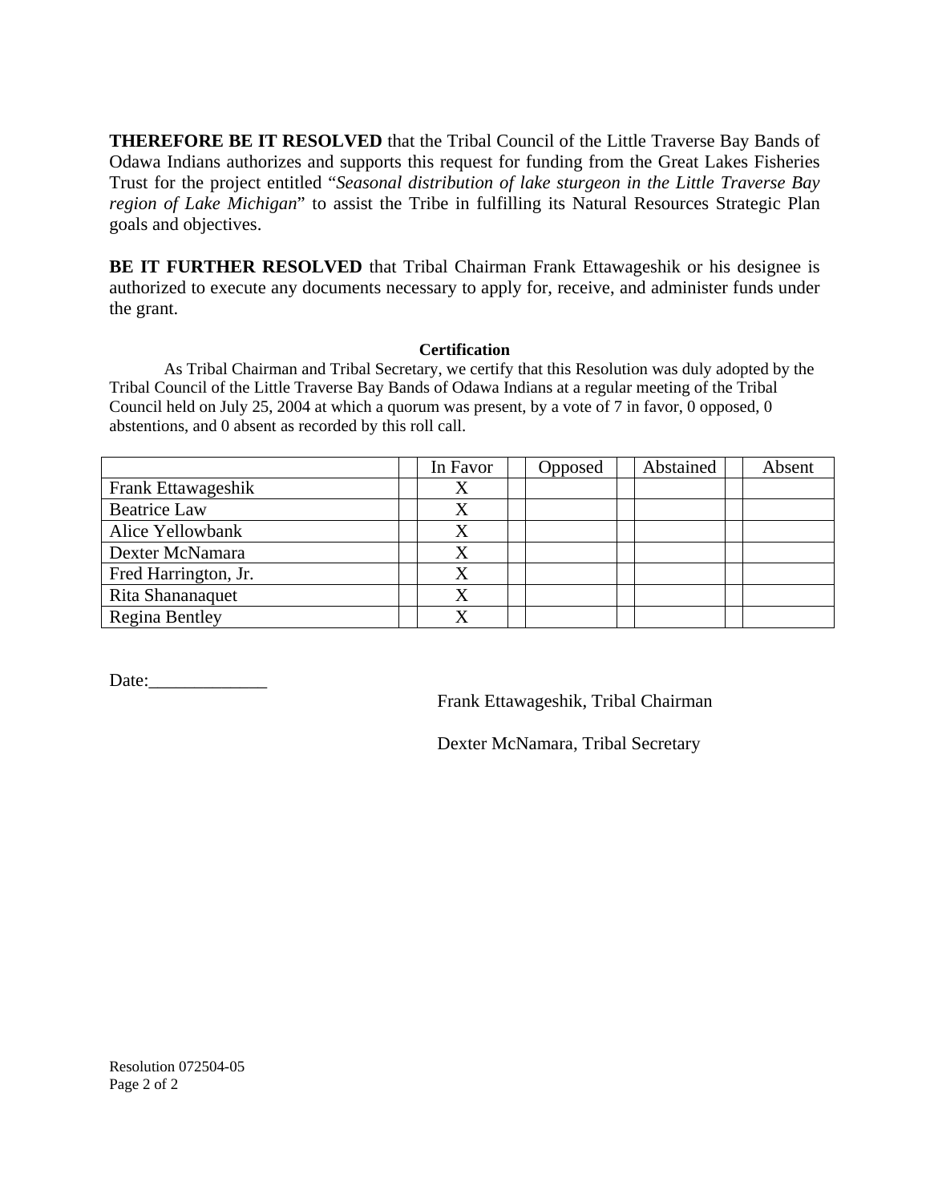**THEREFORE BE IT RESOLVED** that the Tribal Council of the Little Traverse Bay Bands of Odawa Indians authorizes and supports this request for funding from the Great Lakes Fisheries Trust for the project entitled "*Seasonal distribution of lake sturgeon in the Little Traverse Bay region of Lake Michigan*" to assist the Tribe in fulfilling its Natural Resources Strategic Plan goals and objectives.

**BE IT FURTHER RESOLVED** that Tribal Chairman Frank Ettawageshik or his designee is authorized to execute any documents necessary to apply for, receive, and administer funds under the grant.

**Certification**

As Tribal Chairman and Tribal Secretary, we certify that this Resolution was duly adopted by the Tribal Council of the Little Traverse Bay Bands of Odawa Indians at a regular meeting of the Tribal Council held on July 25, 2004 at which a quorum was present, by a vote of 7 in favor, 0 opposed, 0 abstentions, and 0 absent as recorded by this roll call.

| | In Favor | Opposed | Abstained | Absent |
|---|---|---|---|---|
| Frank Ettawageshik | X | | | |
| Beatrice Law | X | | | |
| Alice Yellowbank | X | | | |
| Dexter McNamara | X | | | |
| Fred Harrington, Jr. | X | | | |
| Rita Shananaquet | X | | | |
| Regina Bentley | X | | | |

Date:_____________

Frank Ettawageshik, Tribal Chairman

Dexter McNamara, Tribal Secretary